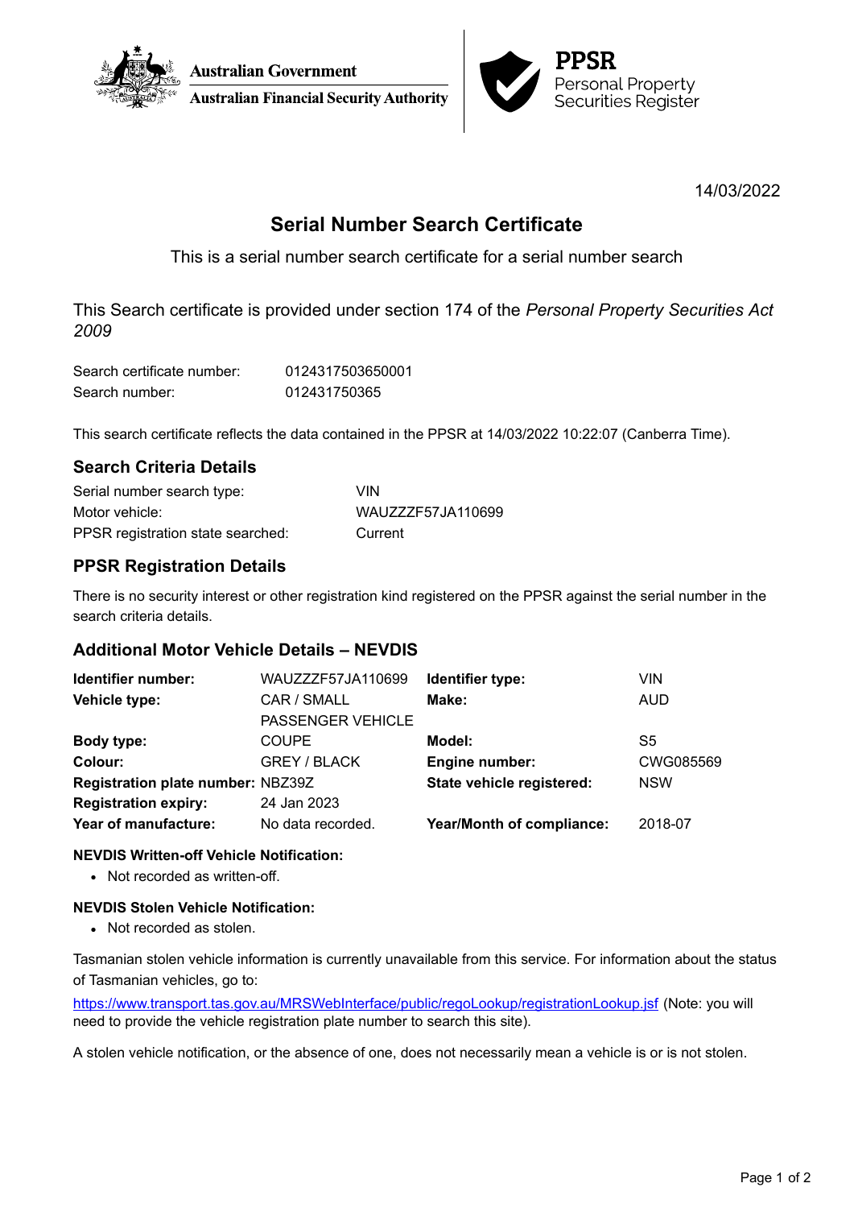Australian Government
Australian Financial Security Authority

**PPSR**
Personal Property Securities Register

14/03/2022

# Serial Number Search Certificate

This is a serial number search certificate for a serial number search

This Search certificate is provided under section 174 of the *Personal Property Securities Act 2009*

| | |
|---|---|
| Search certificate number: | 0124317503650001 |
| Search number: | 012431750365 |

This search certificate reflects the data contained in the PPSR at 14/03/2022 10:22:07 (Canberra Time).

## Search Criteria Details

| | |
|---|---|
| Serial number search type: | VIN |
| Motor vehicle: | WAUZZZF57JA110699 |
| PPSR registration state searched: | Current |

## PPSR Registration Details

There is no security interest or other registration kind registered on the PPSR against the serial number in the search criteria details.

## Additional Motor Vehicle Details – NEVDIS

| | | | |
|---|---|---|---|
| **Identifier number:** | WAUZZZF57JA110699 | **Identifier type:** | VIN |
| **Vehicle type:** | CAR / SMALL PASSENGER VEHICLE | **Make:** | AUD |
| **Body type:** | COUPE | **Model:** | S5 |
| **Colour:** | GREY / BLACK | **Engine number:** | CWG085569 |
| **Registration plate number:** | NBZ39Z | **State vehicle registered:** | NSW |
| **Registration expiry:** | 24 Jan 2023 | | |
| **Year of manufacture:** | No data recorded. | **Year/Month of compliance:** | 2018-07 |

### NEVDIS Written-off Vehicle Notification:

- Not recorded as written-off.

### NEVDIS Stolen Vehicle Notification:

- Not recorded as stolen.

Tasmanian stolen vehicle information is currently unavailable from this service. For information about the status of Tasmanian vehicles, go to:

https://www.transport.tas.gov.au/MRSWebInterface/public/regoLookup/registrationLookup.jsf (Note: you will need to provide the vehicle registration plate number to search this site).

A stolen vehicle notification, or the absence of one, does not necessarily mean a vehicle is or is not stolen.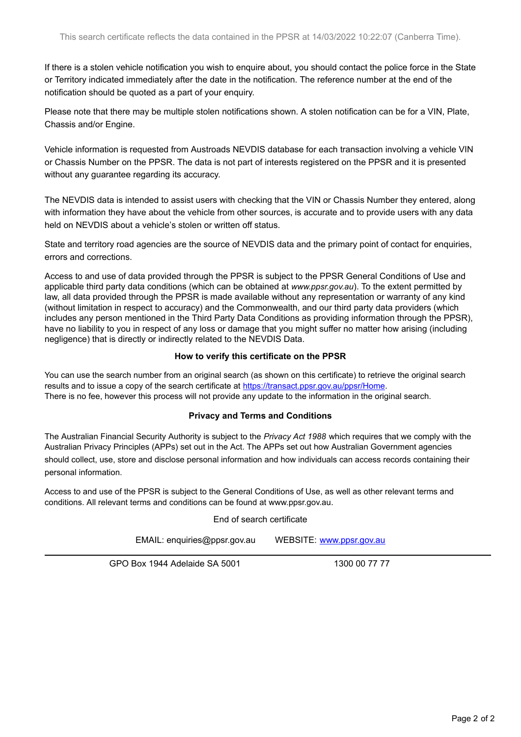This search certificate reflects the data contained in the PPSR at 14/03/2022 10:22:07 (Canberra Time).

If there is a stolen vehicle notification you wish to enquire about, you should contact the police force in the State or Territory indicated immediately after the date in the notification. The reference number at the end of the notification should be quoted as a part of your enquiry.

Please note that there may be multiple stolen notifications shown. A stolen notification can be for a VIN, Plate, Chassis and/or Engine.

Vehicle information is requested from Austroads NEVDIS database for each transaction involving a vehicle VIN or Chassis Number on the PPSR. The data is not part of interests registered on the PPSR and it is presented without any guarantee regarding its accuracy.

The NEVDIS data is intended to assist users with checking that the VIN or Chassis Number they entered, along with information they have about the vehicle from other sources, is accurate and to provide users with any data held on NEVDIS about a vehicle's stolen or written off status.

State and territory road agencies are the source of NEVDIS data and the primary point of contact for enquiries, errors and corrections.

Access to and use of data provided through the PPSR is subject to the PPSR General Conditions of Use and applicable third party data conditions (which can be obtained at *www.ppsr.gov.au*). To the extent permitted by law, all data provided through the PPSR is made available without any representation or warranty of any kind (without limitation in respect to accuracy) and the Commonwealth, and our third party data providers (which includes any person mentioned in the Third Party Data Conditions as providing information through the PPSR), have no liability to you in respect of any loss or damage that you might suffer no matter how arising (including negligence) that is directly or indirectly related to the NEVDIS Data.

**How to verify this certificate on the PPSR**

You can use the search number from an original search (as shown on this certificate) to retrieve the original search results and to issue a copy of the search certificate at https://transact.ppsr.gov.au/ppsr/Home.
There is no fee, however this process will not provide any update to the information in the original search.

**Privacy and Terms and Conditions**

The Australian Financial Security Authority is subject to the *Privacy Act 1988* which requires that we comply with the Australian Privacy Principles (APPs) set out in the Act. The APPs set out how Australian Government agencies should collect, use, store and disclose personal information and how individuals can access records containing their personal information.

Access to and use of the PPSR is subject to the General Conditions of Use, as well as other relevant terms and conditions. All relevant terms and conditions can be found at www.ppsr.gov.au.

End of search certificate

EMAIL: enquiries@ppsr.gov.au WEBSITE: www.ppsr.gov.au

GPO Box 1944 Adelaide SA 5001 1300 00 77 77